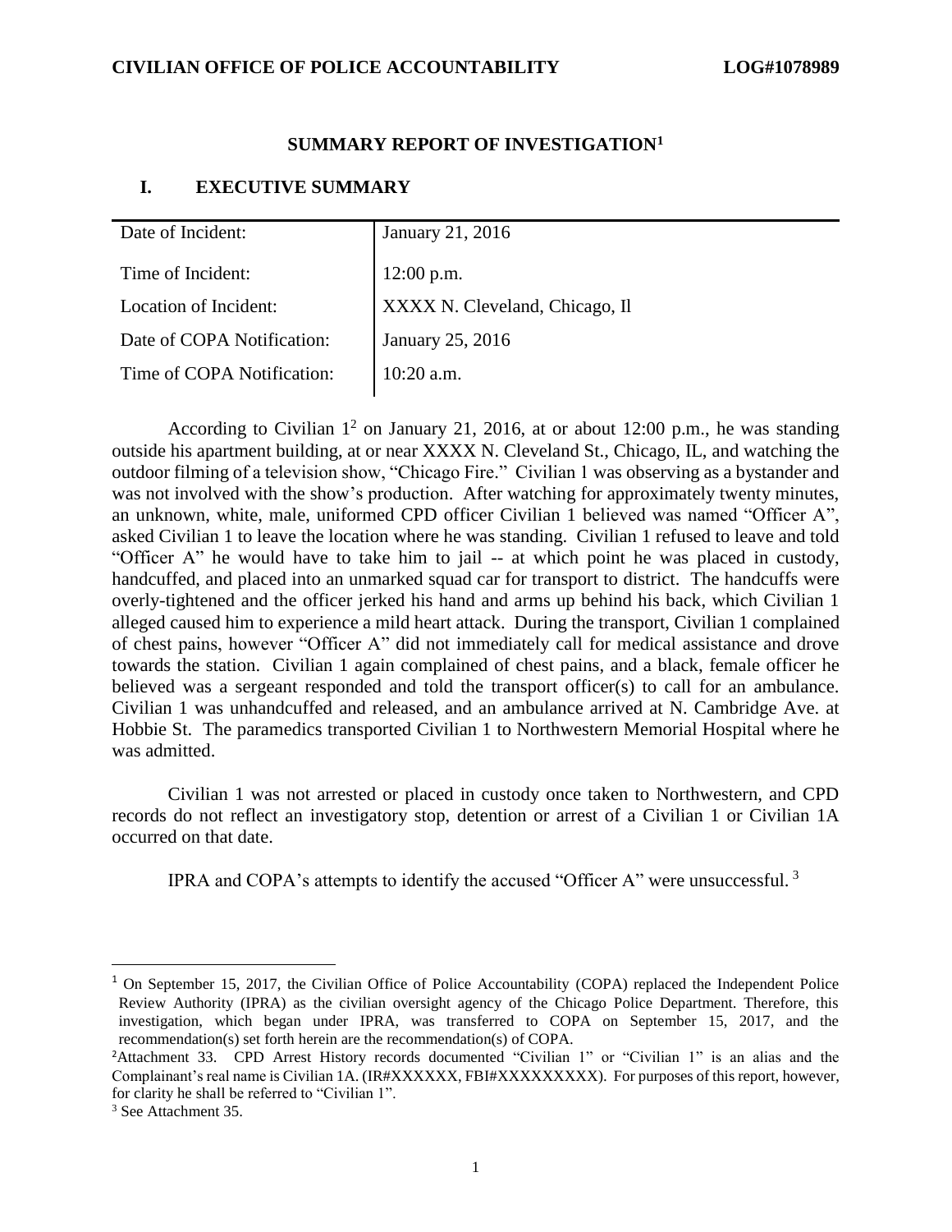**CIVILIAN OFFICE OF POLICE ACCOUNTABILITY** **LOG#1078989**

## SUMMARY REPORT OF INVESTIGATION[1]

### I. EXECUTIVE SUMMARY

| | |
|---|---|
| Date of Incident: | January 21, 2016 |
| Time of Incident: | 12:00 p.m. |
| Location of Incident: | XXXX N. Cleveland, Chicago, Il |
| Date of COPA Notification: | January 25, 2016 |
| Time of COPA Notification: | 10:20 a.m. |

According to Civilian 1[2] on January 21, 2016, at or about 12:00 p.m., he was standing outside his apartment building, at or near XXXX N. Cleveland St., Chicago, IL, and watching the outdoor filming of a television show, "Chicago Fire." Civilian 1 was observing as a bystander and was not involved with the show's production. After watching for approximately twenty minutes, an unknown, white, male, uniformed CPD officer Civilian 1 believed was named "Officer A", asked Civilian 1 to leave the location where he was standing. Civilian 1 refused to leave and told "Officer A" he would have to take him to jail -- at which point he was placed in custody, handcuffed, and placed into an unmarked squad car for transport to district. The handcuffs were overly-tightened and the officer jerked his hand and arms up behind his back, which Civilian 1 alleged caused him to experience a mild heart attack. During the transport, Civilian 1 complained of chest pains, however "Officer A" did not immediately call for medical assistance and drove towards the station. Civilian 1 again complained of chest pains, and a black, female officer he believed was a sergeant responded and told the transport officer(s) to call for an ambulance. Civilian 1 was unhandcuffed and released, and an ambulance arrived at N. Cambridge Ave. at Hobbie St. The paramedics transported Civilian 1 to Northwestern Memorial Hospital where he was admitted.

Civilian 1 was not arrested or placed in custody once taken to Northwestern, and CPD records do not reflect an investigatory stop, detention or arrest of a Civilian 1 or Civilian 1A occurred on that date.

IPRA and COPA's attempts to identify the accused "Officer A" were unsuccessful.[3]

---

[1] On September 15, 2017, the Civilian Office of Police Accountability (COPA) replaced the Independent Police Review Authority (IPRA) as the civilian oversight agency of the Chicago Police Department. Therefore, this investigation, which began under IPRA, was transferred to COPA on September 15, 2017, and the recommendation(s) set forth herein are the recommendation(s) of COPA.

[2] Attachment 33. CPD Arrest History records documented "Civilian 1" or "Civilian 1" is an alias and the Complainant's real name is Civilian 1A. (IR#XXXXXX, FBI#XXXXXXXXX). For purposes of this report, however, for clarity he shall be referred to "Civilian 1".

[3] See Attachment 35.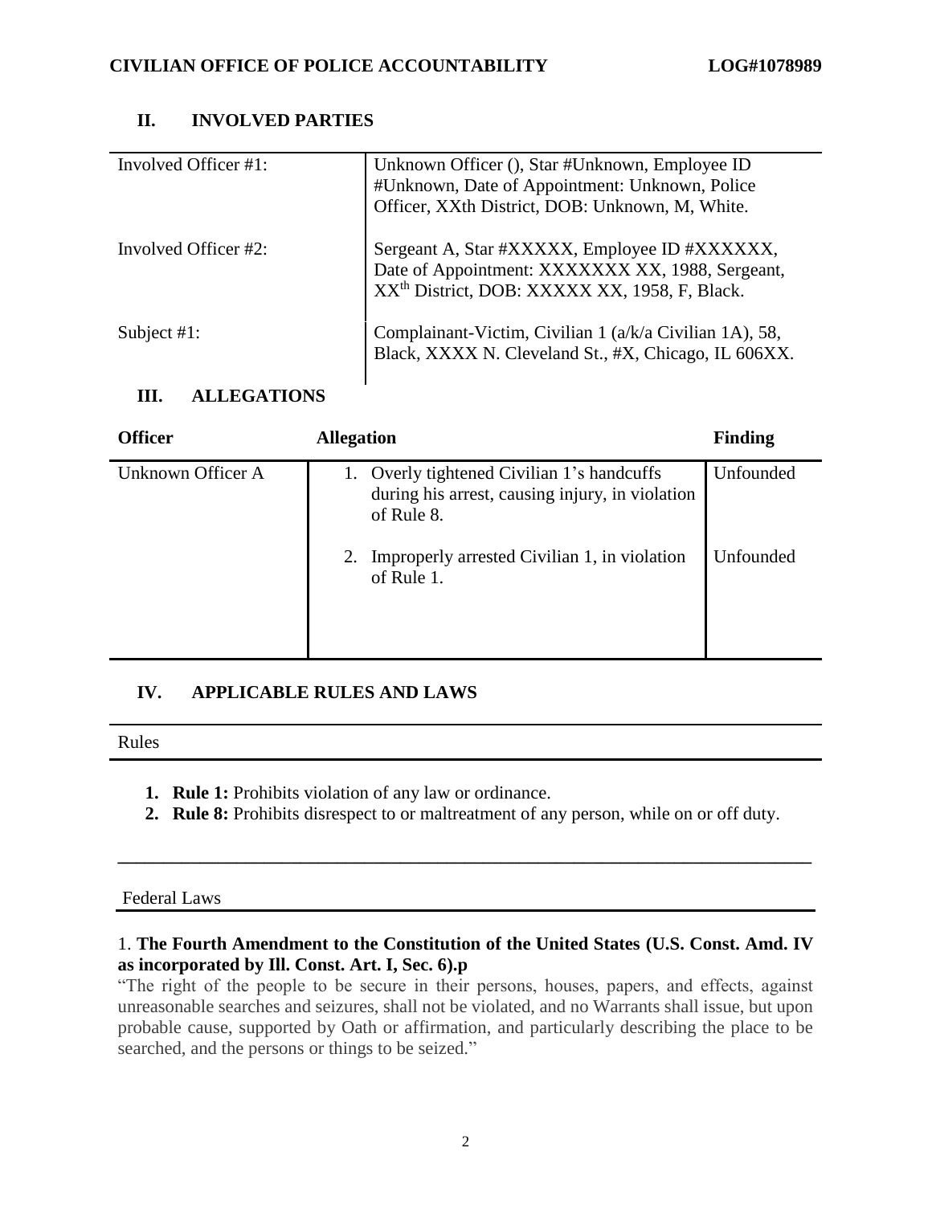## II. INVOLVED PARTIES

| | |
|---|---|
| Involved Officer #1: | Unknown Officer (), Star #Unknown, Employee ID #Unknown, Date of Appointment: Unknown, Police Officer, XXth District, DOB: Unknown, M, White. |
| Involved Officer #2: | Sergeant A, Star #XXXXX, Employee ID #XXXXXX, Date of Appointment: XXXXXXX XX, 1988, Sergeant, XX[th] District, DOB: XXXXX XX, 1958, F, Black. |
| Subject #1: | Complainant-Victim, Civilian 1 (a/k/a Civilian 1A), 58, Black, XXXX N. Cleveland St., #X, Chicago, IL 606XX. |

## III. ALLEGATIONS

| Officer | Allegation | Finding |
|---|---|---|
| Unknown Officer A | 1. Overly tightened Civilian 1's handcuffs during his arrest, causing injury, in violation of Rule 8. | Unfounded |
| | 2. Improperly arrested Civilian 1, in violation of Rule 1. | Unfounded |

## IV. APPLICABLE RULES AND LAWS

Rules

1. **Rule 1:** Prohibits violation of any law or ordinance.
2. **Rule 8:** Prohibits disrespect to or maltreatment of any person, while on or off duty.

---

Federal Laws

1. **The Fourth Amendment to the Constitution of the United States (U.S. Const. Amd. IV as incorporated by Ill. Const. Art. I, Sec. 6).p**

"The right of the people to be secure in their persons, houses, papers, and effects, against unreasonable searches and seizures, shall not be violated, and no Warrants shall issue, but upon probable cause, supported by Oath or affirmation, and particularly describing the place to be searched, and the persons or things to be seized."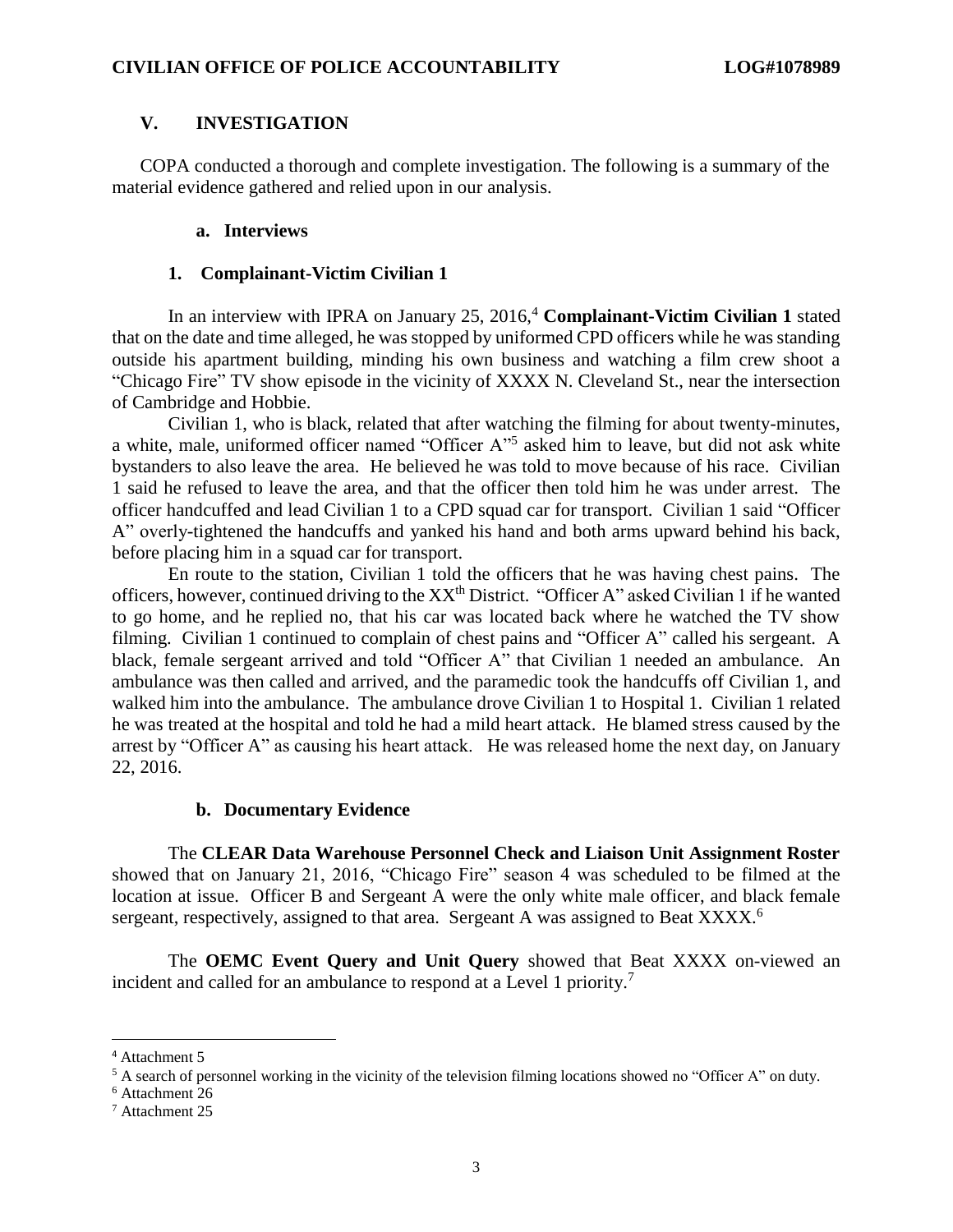## V. INVESTIGATION

COPA conducted a thorough and complete investigation. The following is a summary of the material evidence gathered and relied upon in our analysis.

### a. Interviews

#### 1. Complainant-Victim Civilian 1

In an interview with IPRA on January 25, 2016,[4] **Complainant-Victim Civilian 1** stated that on the date and time alleged, he was stopped by uniformed CPD officers while he was standing outside his apartment building, minding his own business and watching a film crew shoot a "Chicago Fire" TV show episode in the vicinity of XXXX N. Cleveland St., near the intersection of Cambridge and Hobbie.

Civilian 1, who is black, related that after watching the filming for about twenty-minutes, a white, male, uniformed officer named "Officer A"[5] asked him to leave, but did not ask white bystanders to also leave the area. He believed he was told to move because of his race. Civilian 1 said he refused to leave the area, and that the officer then told him he was under arrest. The officer handcuffed and lead Civilian 1 to a CPD squad car for transport. Civilian 1 said "Officer A" overly-tightened the handcuffs and yanked his hand and both arms upward behind his back, before placing him in a squad car for transport.

En route to the station, Civilian 1 told the officers that he was having chest pains. The officers, however, continued driving to the XX[th] District. "Officer A" asked Civilian 1 if he wanted to go home, and he replied no, that his car was located back where he watched the TV show filming. Civilian 1 continued to complain of chest pains and "Officer A" called his sergeant. A black, female sergeant arrived and told "Officer A" that Civilian 1 needed an ambulance. An ambulance was then called and arrived, and the paramedic took the handcuffs off Civilian 1, and walked him into the ambulance. The ambulance drove Civilian 1 to Hospital 1. Civilian 1 related he was treated at the hospital and told he had a mild heart attack. He blamed stress caused by the arrest by "Officer A" as causing his heart attack. He was released home the next day, on January 22, 2016.

### b. Documentary Evidence

The **CLEAR Data Warehouse Personnel Check and Liaison Unit Assignment Roster** showed that on January 21, 2016, "Chicago Fire" season 4 was scheduled to be filmed at the location at issue. Officer B and Sergeant A were the only white male officer, and black female sergeant, respectively, assigned to that area. Sergeant A was assigned to Beat XXXX.[6]

The **OEMC Event Query and Unit Query** showed that Beat XXXX on-viewed an incident and called for an ambulance to respond at a Level 1 priority.[7]

---

[4] Attachment 5

[5] A search of personnel working in the vicinity of the television filming locations showed no "Officer A" on duty.

[6] Attachment 26

[7] Attachment 25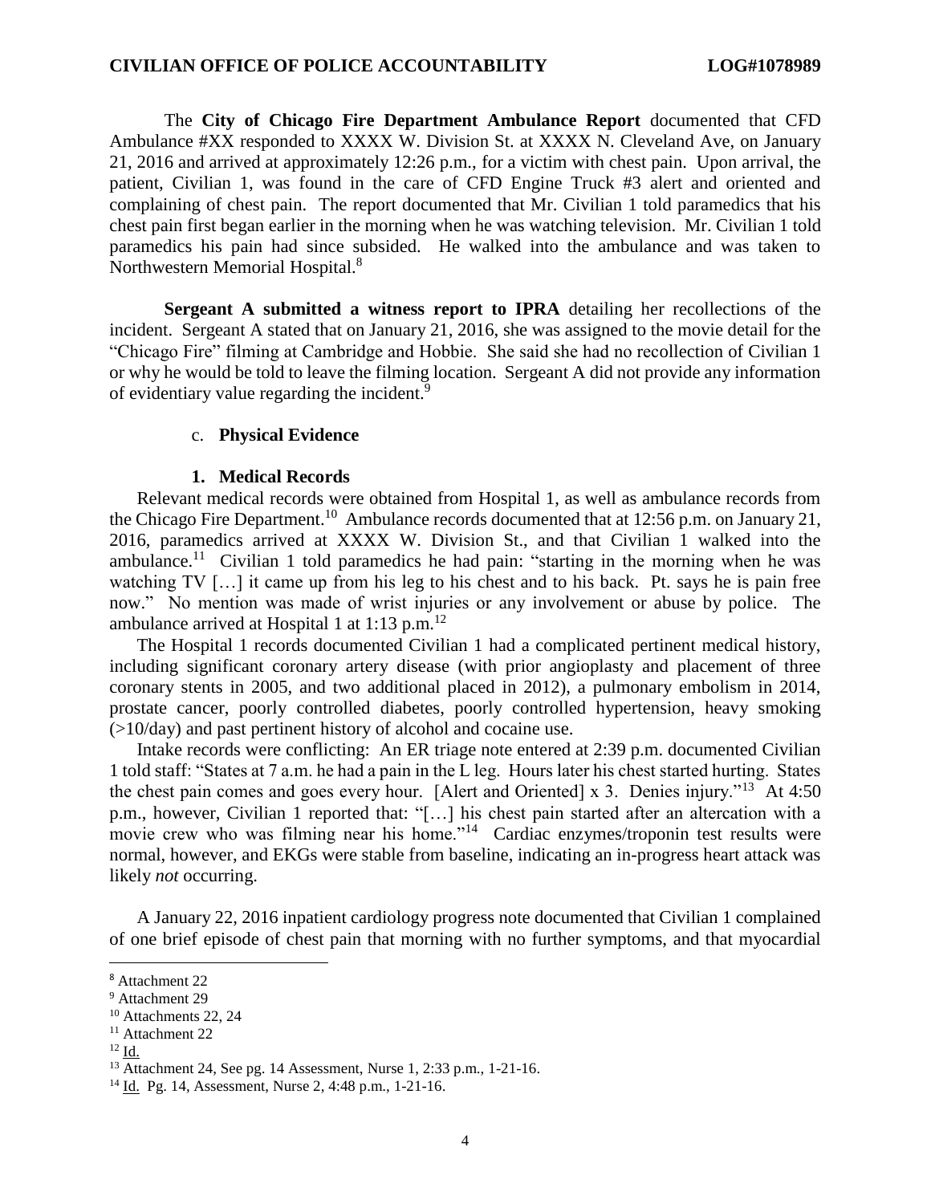The **City of Chicago Fire Department Ambulance Report** documented that CFD Ambulance #XX responded to XXXX W. Division St. at XXXX N. Cleveland Ave, on January 21, 2016 and arrived at approximately 12:26 p.m., for a victim with chest pain. Upon arrival, the patient, Civilian 1, was found in the care of CFD Engine Truck #3 alert and oriented and complaining of chest pain. The report documented that Mr. Civilian 1 told paramedics that his chest pain first began earlier in the morning when he was watching television. Mr. Civilian 1 told paramedics his pain had since subsided. He walked into the ambulance and was taken to Northwestern Memorial Hospital.[8]

**Sergeant A submitted a witness report to IPRA** detailing her recollections of the incident. Sergeant A stated that on January 21, 2016, she was assigned to the movie detail for the "Chicago Fire" filming at Cambridge and Hobbie. She said she had no recollection of Civilian 1 or why he would be told to leave the filming location. Sergeant A did not provide any information of evidentiary value regarding the incident.[9]

c. **Physical Evidence**

**1. Medical Records**

Relevant medical records were obtained from Hospital 1, as well as ambulance records from the Chicago Fire Department.[10] Ambulance records documented that at 12:56 p.m. on January 21, 2016, paramedics arrived at XXXX W. Division St., and that Civilian 1 walked into the ambulance.[11] Civilian 1 told paramedics he had pain: "starting in the morning when he was watching TV […] it came up from his leg to his chest and to his back. Pt. says he is pain free now." No mention was made of wrist injuries or any involvement or abuse by police. The ambulance arrived at Hospital 1 at 1:13 p.m.[12]

The Hospital 1 records documented Civilian 1 had a complicated pertinent medical history, including significant coronary artery disease (with prior angioplasty and placement of three coronary stents in 2005, and two additional placed in 2012), a pulmonary embolism in 2014, prostate cancer, poorly controlled diabetes, poorly controlled hypertension, heavy smoking (>10/day) and past pertinent history of alcohol and cocaine use.

Intake records were conflicting: An ER triage note entered at 2:39 p.m. documented Civilian 1 told staff: "States at 7 a.m. he had a pain in the L leg. Hours later his chest started hurting. States the chest pain comes and goes every hour. [Alert and Oriented] x 3. Denies injury."[13] At 4:50 p.m., however, Civilian 1 reported that: "[…] his chest pain started after an altercation with a movie crew who was filming near his home."[14] Cardiac enzymes/troponin test results were normal, however, and EKGs were stable from baseline, indicating an in-progress heart attack was likely *not* occurring.

A January 22, 2016 inpatient cardiology progress note documented that Civilian 1 complained of one brief episode of chest pain that morning with no further symptoms, and that myocardial

---

[8] Attachment 22

[9] Attachment 29

[10] Attachments 22, 24

[11] Attachment 22

[12] Id.

[13] Attachment 24, See pg. 14 Assessment, Nurse 1, 2:33 p.m., 1-21-16.

[14] Id. Pg. 14, Assessment, Nurse 2, 4:48 p.m., 1-21-16.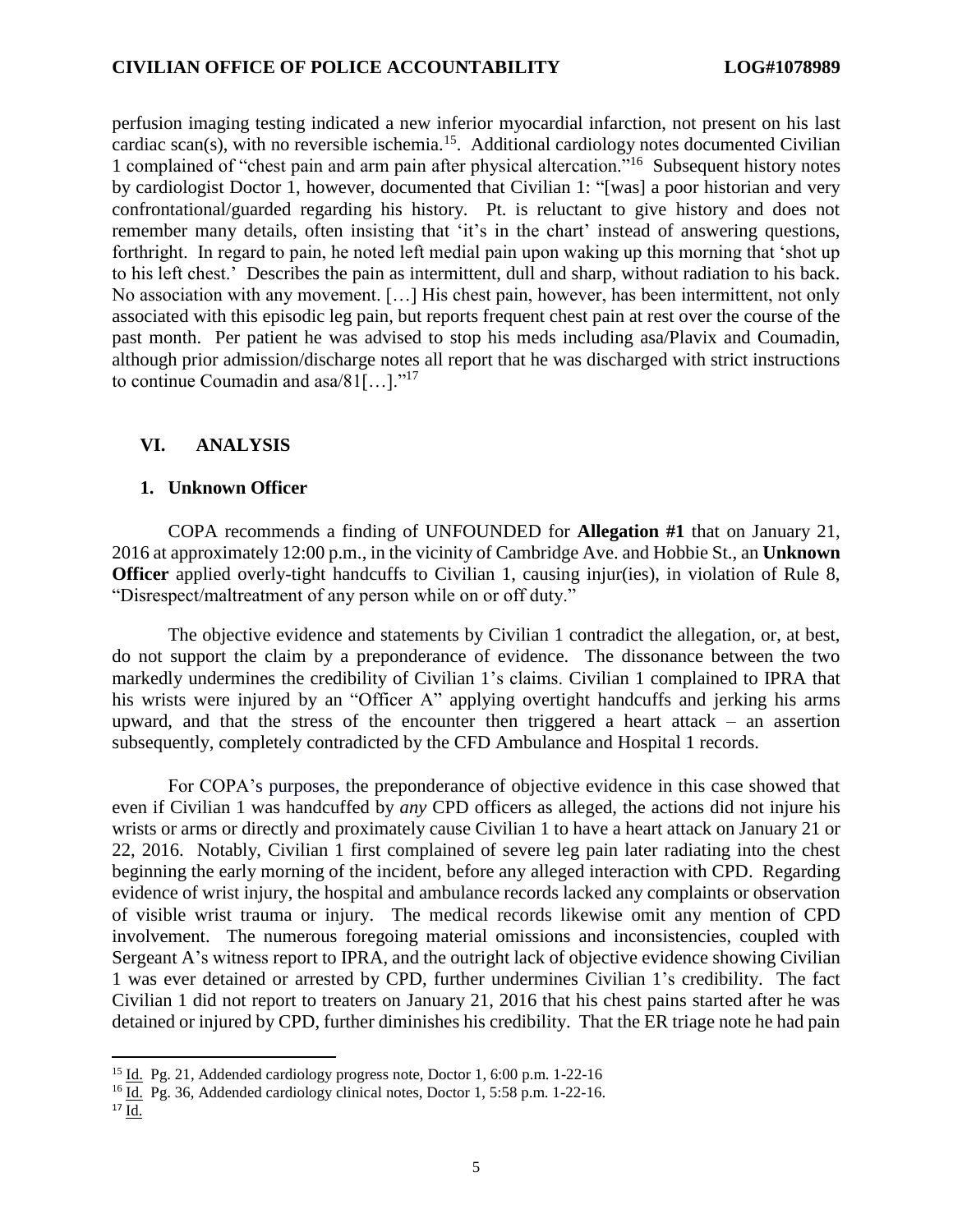perfusion imaging testing indicated a new inferior myocardial infarction, not present on his last cardiac scan(s), with no reversible ischemia.[15]. Additional cardiology notes documented Civilian 1 complained of "chest pain and arm pain after physical altercation."[16] Subsequent history notes by cardiologist Doctor 1, however, documented that Civilian 1: "[was] a poor historian and very confrontational/guarded regarding his history. Pt. is reluctant to give history and does not remember many details, often insisting that 'it's in the chart' instead of answering questions, forthright. In regard to pain, he noted left medial pain upon waking up this morning that 'shot up to his left chest.' Describes the pain as intermittent, dull and sharp, without radiation to his back. No association with any movement. […] His chest pain, however, has been intermittent, not only associated with this episodic leg pain, but reports frequent chest pain at rest over the course of the past month. Per patient he was advised to stop his meds including asa/Plavix and Coumadin, although prior admission/discharge notes all report that he was discharged with strict instructions to continue Coumadin and asa/81[…]."[17]

## VI. ANALYSIS

### 1. Unknown Officer

COPA recommends a finding of UNFOUNDED for **Allegation #1** that on January 21, 2016 at approximately 12:00 p.m., in the vicinity of Cambridge Ave. and Hobbie St., an **Unknown Officer** applied overly-tight handcuffs to Civilian 1, causing injur(ies), in violation of Rule 8, "Disrespect/maltreatment of any person while on or off duty."

The objective evidence and statements by Civilian 1 contradict the allegation, or, at best, do not support the claim by a preponderance of evidence. The dissonance between the two markedly undermines the credibility of Civilian 1's claims. Civilian 1 complained to IPRA that his wrists were injured by an "Officer A" applying overtight handcuffs and jerking his arms upward, and that the stress of the encounter then triggered a heart attack – an assertion subsequently, completely contradicted by the CFD Ambulance and Hospital 1 records.

For COPA's purposes, the preponderance of objective evidence in this case showed that even if Civilian 1 was handcuffed by *any* CPD officers as alleged, the actions did not injure his wrists or arms or directly and proximately cause Civilian 1 to have a heart attack on January 21 or 22, 2016. Notably, Civilian 1 first complained of severe leg pain later radiating into the chest beginning the early morning of the incident, before any alleged interaction with CPD. Regarding evidence of wrist injury, the hospital and ambulance records lacked any complaints or observation of visible wrist trauma or injury. The medical records likewise omit any mention of CPD involvement. The numerous foregoing material omissions and inconsistencies, coupled with Sergeant A's witness report to IPRA, and the outright lack of objective evidence showing Civilian 1 was ever detained or arrested by CPD, further undermines Civilian 1's credibility. The fact Civilian 1 did not report to treaters on January 21, 2016 that his chest pains started after he was detained or injured by CPD, further diminishes his credibility. That the ER triage note he had pain

---

[15] Id. Pg. 21, Addended cardiology progress note, Doctor 1, 6:00 p.m. 1-22-16

[16] Id. Pg. 36, Addended cardiology clinical notes, Doctor 1, 5:58 p.m. 1-22-16.

[17] Id.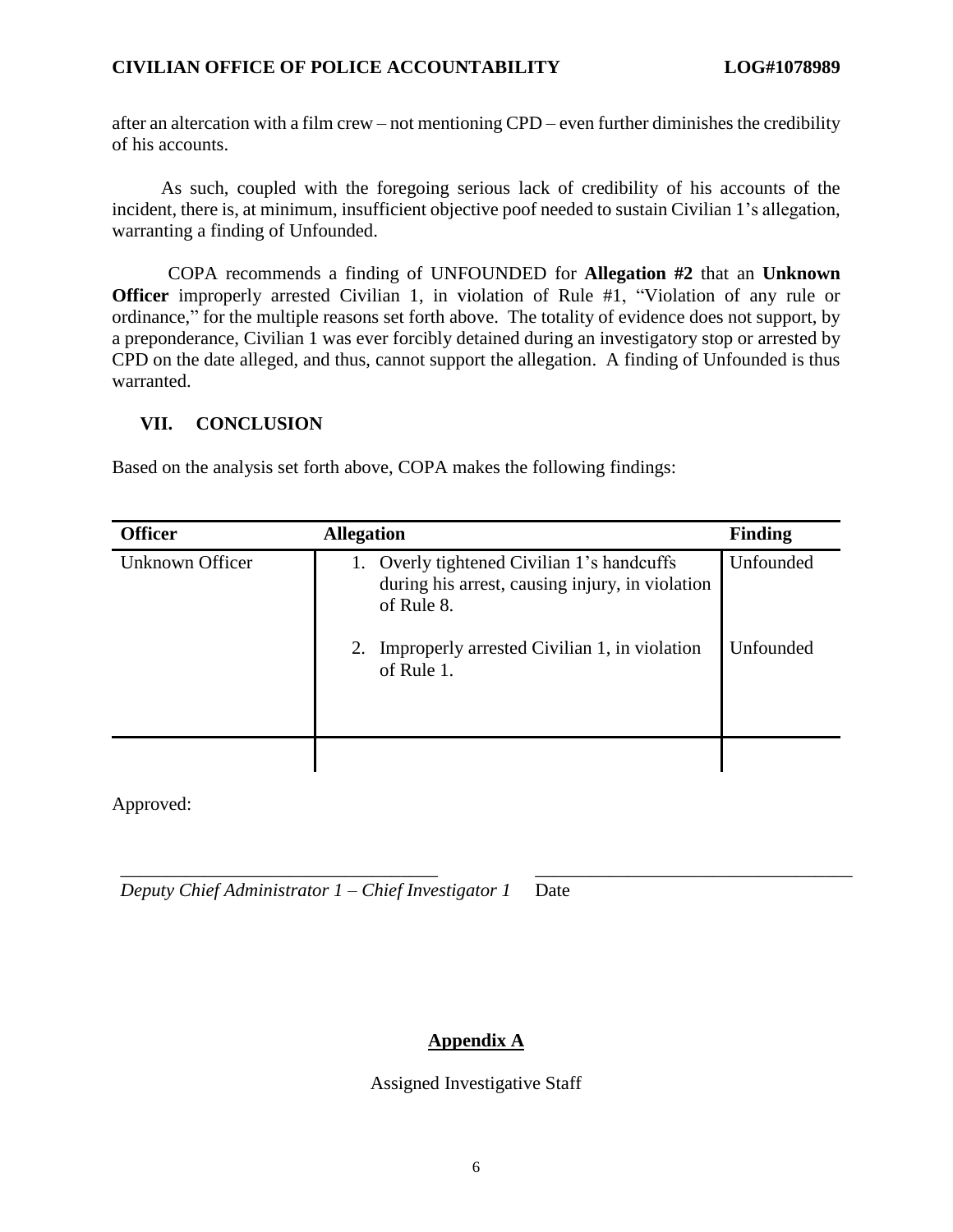after an altercation with a film crew – not mentioning CPD – even further diminishes the credibility of his accounts.

As such, coupled with the foregoing serious lack of credibility of his accounts of the incident, there is, at minimum, insufficient objective poof needed to sustain Civilian 1's allegation, warranting a finding of Unfounded.

COPA recommends a finding of UNFOUNDED for **Allegation #2** that an **Unknown Officer** improperly arrested Civilian 1, in violation of Rule #1, "Violation of any rule or ordinance," for the multiple reasons set forth above. The totality of evidence does not support, by a preponderance, Civilian 1 was ever forcibly detained during an investigatory stop or arrested by CPD on the date alleged, and thus, cannot support the allegation. A finding of Unfounded is thus warranted.

## VII. CONCLUSION

Based on the analysis set forth above, COPA makes the following findings:

| Officer | Allegation | Finding |
|---|---|---|
| Unknown Officer | 1. Overly tightened Civilian 1's handcuffs during his arrest, causing injury, in violation of Rule 8. | Unfounded |
| | 2. Improperly arrested Civilian 1, in violation of Rule 1. | Unfounded |
| | | |

Approved:

__________________________________ __________________________________

*Deputy Chief Administrator 1 – Chief Investigator 1* Date

## Appendix A

Assigned Investigative Staff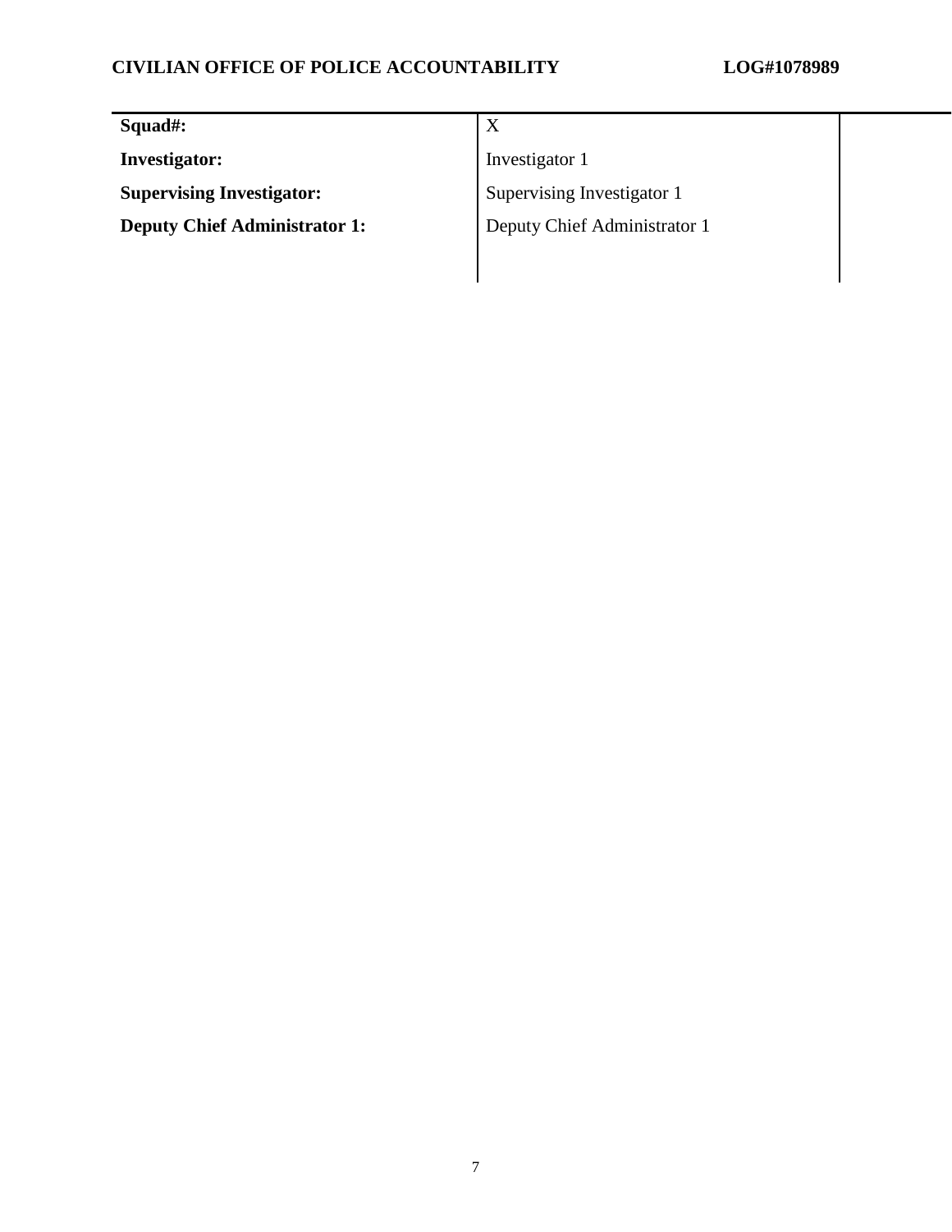| | |
|---|---|
| **Squad#:** | X |
| **Investigator:** | Investigator 1 |
| **Supervising Investigator:** | Supervising Investigator 1 |
| **Deputy Chief Administrator 1:** | Deputy Chief Administrator 1 |